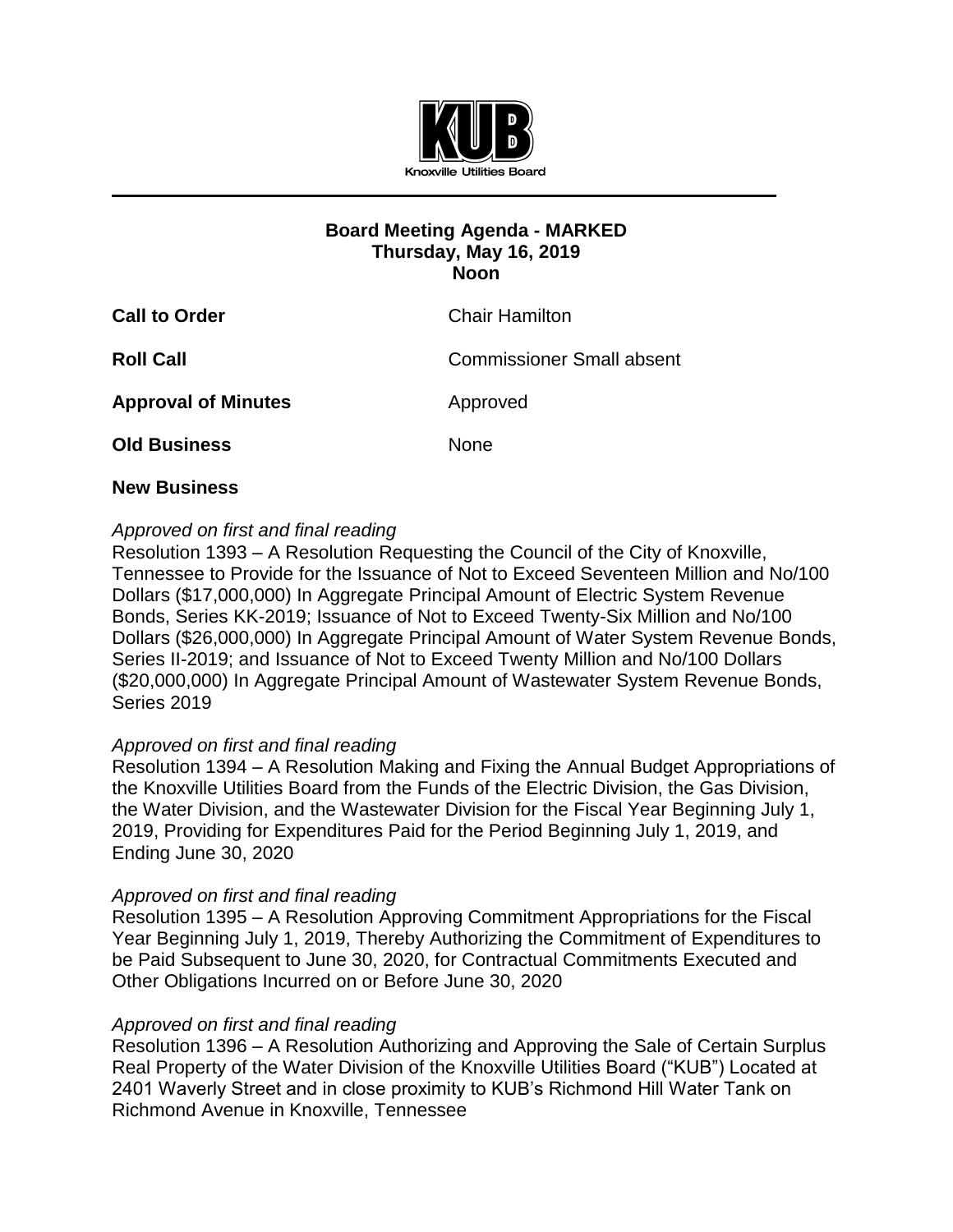Knoxville Utilities Board

**Board Meeting Agenda - MARKED**
**Thursday, May 16, 2019**
**Noon**

| | |
|---|---|
| **Call to Order** | Chair Hamilton |
| **Roll Call** | Commissioner Small absent |
| **Approval of Minutes** | Approved |
| **Old Business** | None |

**New Business**

*Approved on first and final reading*
Resolution 1393 – A Resolution Requesting the Council of the City of Knoxville, Tennessee to Provide for the Issuance of Not to Exceed Seventeen Million and No/100 Dollars ($17,000,000) In Aggregate Principal Amount of Electric System Revenue Bonds, Series KK-2019; Issuance of Not to Exceed Twenty-Six Million and No/100 Dollars ($26,000,000) In Aggregate Principal Amount of Water System Revenue Bonds, Series II-2019; and Issuance of Not to Exceed Twenty Million and No/100 Dollars ($20,000,000) In Aggregate Principal Amount of Wastewater System Revenue Bonds, Series 2019

*Approved on first and final reading*
Resolution 1394 – A Resolution Making and Fixing the Annual Budget Appropriations of the Knoxville Utilities Board from the Funds of the Electric Division, the Gas Division, the Water Division, and the Wastewater Division for the Fiscal Year Beginning July 1, 2019, Providing for Expenditures Paid for the Period Beginning July 1, 2019, and Ending June 30, 2020

*Approved on first and final reading*
Resolution 1395 – A Resolution Approving Commitment Appropriations for the Fiscal Year Beginning July 1, 2019, Thereby Authorizing the Commitment of Expenditures to be Paid Subsequent to June 30, 2020, for Contractual Commitments Executed and Other Obligations Incurred on or Before June 30, 2020

*Approved on first and final reading*
Resolution 1396 – A Resolution Authorizing and Approving the Sale of Certain Surplus Real Property of the Water Division of the Knoxville Utilities Board ("KUB") Located at 2401 Waverly Street and in close proximity to KUB's Richmond Hill Water Tank on Richmond Avenue in Knoxville, Tennessee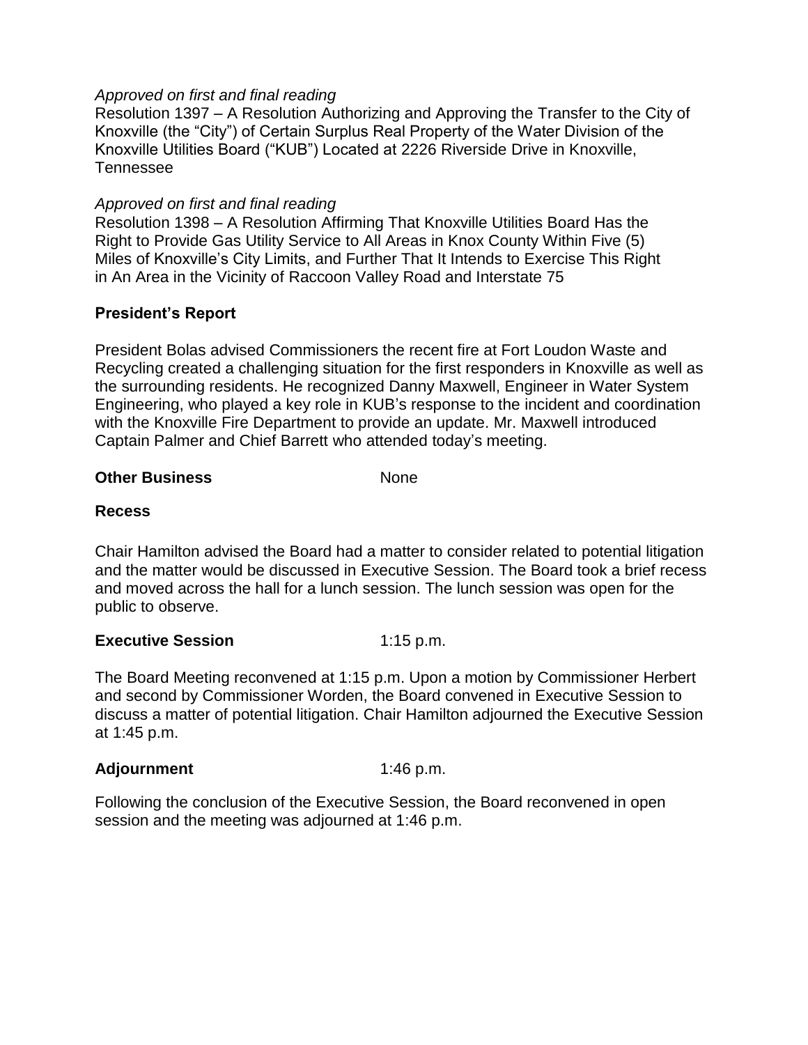*Approved on first and final reading*
Resolution 1397 – A Resolution Authorizing and Approving the Transfer to the City of Knoxville (the "City") of Certain Surplus Real Property of the Water Division of the Knoxville Utilities Board ("KUB") Located at 2226 Riverside Drive in Knoxville, Tennessee

*Approved on first and final reading*
Resolution 1398 – A Resolution Affirming That Knoxville Utilities Board Has the Right to Provide Gas Utility Service to All Areas in Knox County Within Five (5) Miles of Knoxville's City Limits, and Further That It Intends to Exercise This Right in An Area in the Vicinity of Raccoon Valley Road and Interstate 75

**President's Report**

President Bolas advised Commissioners the recent fire at Fort Loudon Waste and Recycling created a challenging situation for the first responders in Knoxville as well as the surrounding residents. He recognized Danny Maxwell, Engineer in Water System Engineering, who played a key role in KUB's response to the incident and coordination with the Knoxville Fire Department to provide an update. Mr. Maxwell introduced Captain Palmer and Chief Barrett who attended today's meeting.

**Other Business** None

**Recess**

Chair Hamilton advised the Board had a matter to consider related to potential litigation and the matter would be discussed in Executive Session. The Board took a brief recess and moved across the hall for a lunch session. The lunch session was open for the public to observe.

**Executive Session** 1:15 p.m.

The Board Meeting reconvened at 1:15 p.m. Upon a motion by Commissioner Herbert and second by Commissioner Worden, the Board convened in Executive Session to discuss a matter of potential litigation. Chair Hamilton adjourned the Executive Session at 1:45 p.m.

**Adjournment** 1:46 p.m.

Following the conclusion of the Executive Session, the Board reconvened in open session and the meeting was adjourned at 1:46 p.m.